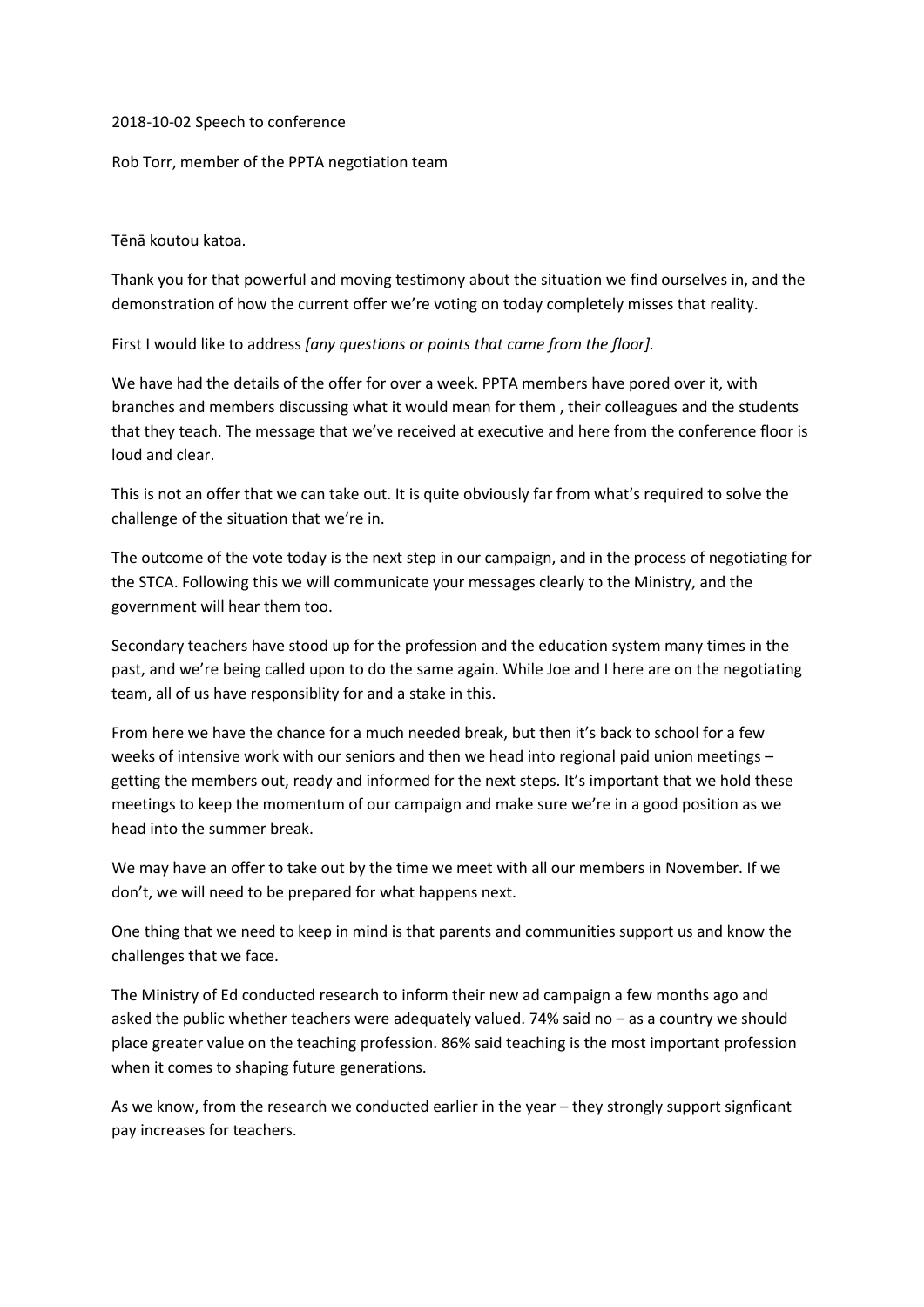2018-10-02 Speech to conference

Rob Torr, member of the PPTA negotiation team

Tēnā koutou katoa.

Thank you for that powerful and moving testimony about the situation we find ourselves in, and the demonstration of how the current offer we're voting on today completely misses that reality.

First I would like to address *[any questions or points that came from the floor].*

We have had the details of the offer for over a week. PPTA members have pored over it, with branches and members discussing what it would mean for them , their colleagues and the students that they teach. The message that we've received at executive and here from the conference floor is loud and clear.

This is not an offer that we can take out. It is quite obviously far from what's required to solve the challenge of the situation that we're in.

The outcome of the vote today is the next step in our campaign, and in the process of negotiating for the STCA. Following this we will communicate your messages clearly to the Ministry, and the government will hear them too.

Secondary teachers have stood up for the profession and the education system many times in the past, and we're being called upon to do the same again. While Joe and I here are on the negotiating team, all of us have responsiblity for and a stake in this.

From here we have the chance for a much needed break, but then it's back to school for a few weeks of intensive work with our seniors and then we head into regional paid union meetings – getting the members out, ready and informed for the next steps. It's important that we hold these meetings to keep the momentum of our campaign and make sure we're in a good position as we head into the summer break.

We may have an offer to take out by the time we meet with all our members in November. If we don't, we will need to be prepared for what happens next.

One thing that we need to keep in mind is that parents and communities support us and know the challenges that we face.

The Ministry of Ed conducted research to inform their new ad campaign a few months ago and asked the public whether teachers were adequately valued. 74% said no – as a country we should place greater value on the teaching profession. 86% said teaching is the most important profession when it comes to shaping future generations.

As we know, from the research we conducted earlier in the year – they strongly support signficant pay increases for teachers.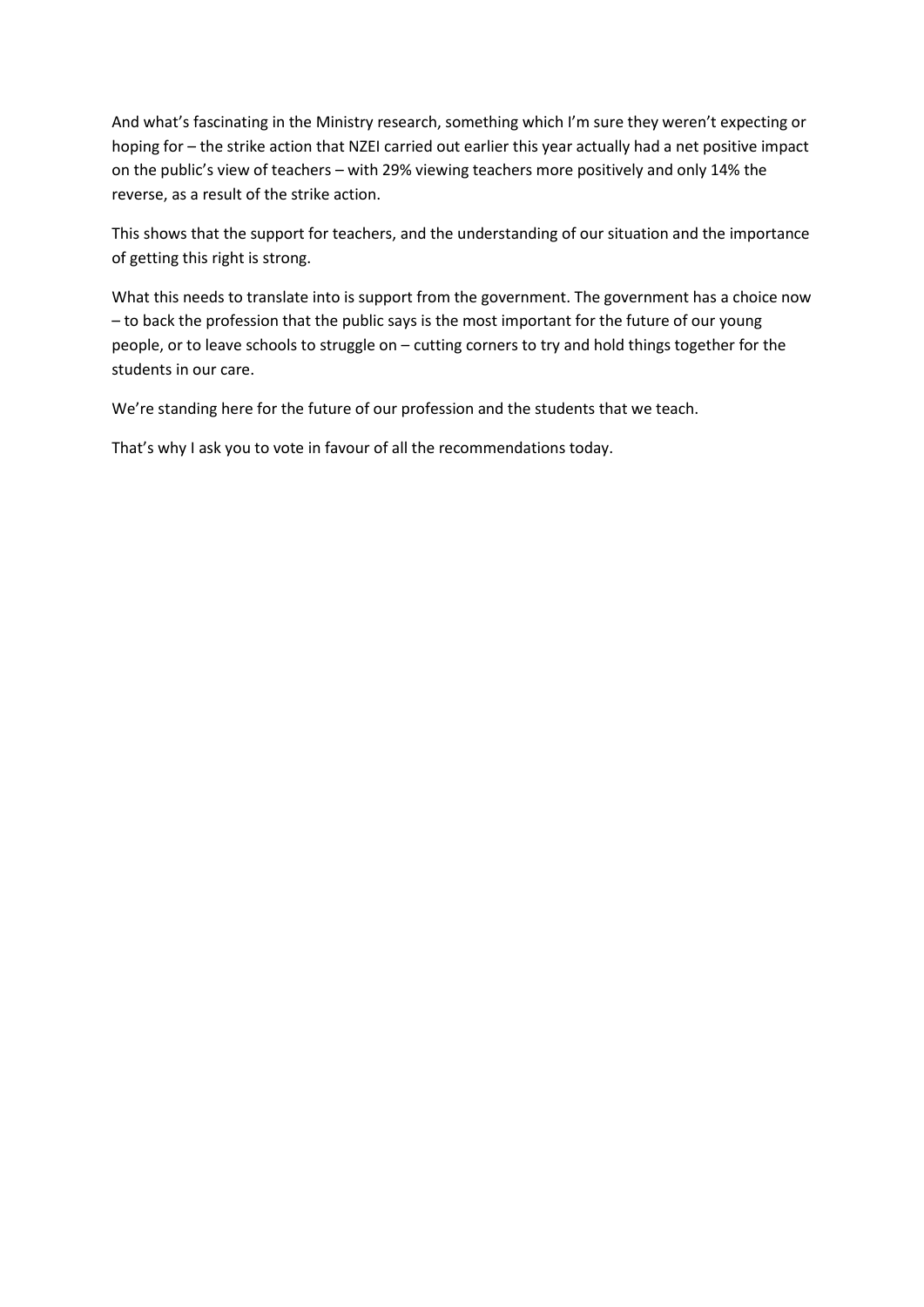And what's fascinating in the Ministry research, something which I'm sure they weren't expecting or hoping for – the strike action that NZEI carried out earlier this year actually had a net positive impact on the public's view of teachers – with 29% viewing teachers more positively and only 14% the reverse, as a result of the strike action.

This shows that the support for teachers, and the understanding of our situation and the importance of getting this right is strong.

What this needs to translate into is support from the government. The government has a choice now – to back the profession that the public says is the most important for the future of our young people, or to leave schools to struggle on – cutting corners to try and hold things together for the students in our care.

We're standing here for the future of our profession and the students that we teach.

That's why I ask you to vote in favour of all the recommendations today.